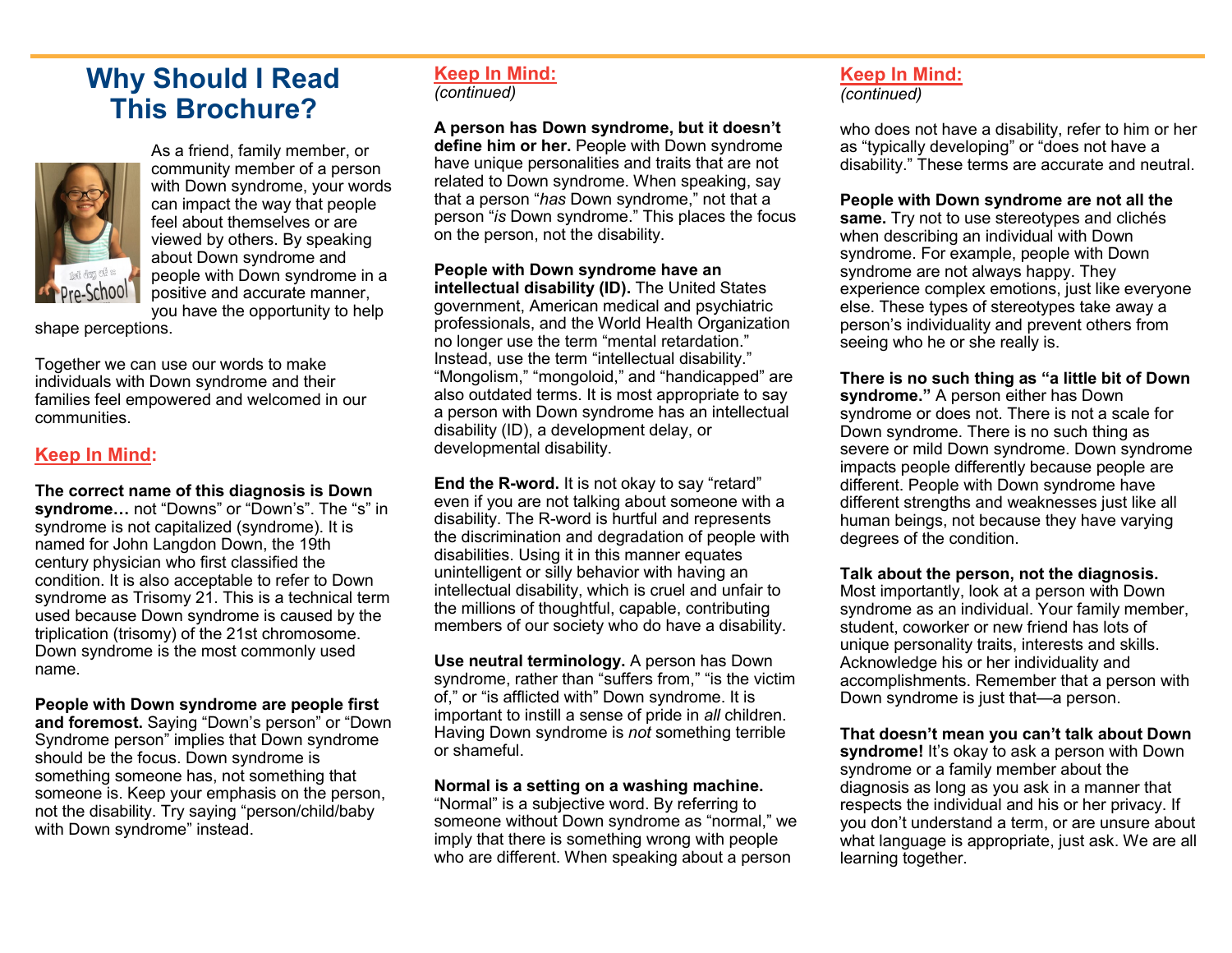# Why Should I Read This Brochure?

As a friend, family member, or community member of a person with Down syndrome, your words can impact the way that people feel about themselves or are viewed by others. By speaking about Down syndrome and people with Down syndrome in a positive and accurate manner, you have the opportunity to help shape perceptions.

Together we can use our words to make individuals with Down syndrome and their families feel empowered and welcomed in our communities.

## Keep In Mind:

**The correct name of this diagnosis is Down syndrome…** not "Downs" or "Down's". The "s" in syndrome is not capitalized (syndrome). It is named for John Langdon Down, the 19th century physician who first classified the condition. It is also acceptable to refer to Down syndrome as Trisomy 21. This is a technical term used because Down syndrome is caused by the triplication (trisomy) of the 21st chromosome. Down syndrome is the most commonly used name.

**People with Down syndrome are people first and foremost.** Saying "Down's person" or "Down Syndrome person" implies that Down syndrome should be the focus. Down syndrome is something someone has, not something that someone is. Keep your emphasis on the person, not the disability. Try saying "person/child/baby with Down syndrome" instead.

## Keep In Mind:
*(continued)*

**A person has Down syndrome, but it doesn't define him or her.** People with Down syndrome have unique personalities and traits that are not related to Down syndrome. When speaking, say that a person "*has* Down syndrome," not that a person "*is* Down syndrome." This places the focus on the person, not the disability.

**People with Down syndrome have an intellectual disability (ID).** The United States government, American medical and psychiatric professionals, and the World Health Organization no longer use the term "mental retardation." Instead, use the term "intellectual disability." "Mongolism," "mongoloid," and "handicapped" are also outdated terms. It is most appropriate to say a person with Down syndrome has an intellectual disability (ID), a development delay, or developmental disability.

**End the R-word.** It is not okay to say "retard" even if you are not talking about someone with a disability. The R-word is hurtful and represents the discrimination and degradation of people with disabilities. Using it in this manner equates unintelligent or silly behavior with having an intellectual disability, which is cruel and unfair to the millions of thoughtful, capable, contributing members of our society who do have a disability.

**Use neutral terminology.** A person has Down syndrome, rather than "suffers from," "is the victim of," or "is afflicted with" Down syndrome. It is important to instill a sense of pride in *all* children. Having Down syndrome is *not* something terrible or shameful.

**Normal is a setting on a washing machine.** "Normal" is a subjective word. By referring to someone without Down syndrome as "normal," we imply that there is something wrong with people who are different. When speaking about a person

## Keep In Mind:
*(continued)*

who does not have a disability, refer to him or her as "typically developing" or "does not have a disability." These terms are accurate and neutral.

**People with Down syndrome are not all the same.** Try not to use stereotypes and clichés when describing an individual with Down syndrome. For example, people with Down syndrome are not always happy. They experience complex emotions, just like everyone else. These types of stereotypes take away a person's individuality and prevent others from seeing who he or she really is.

**There is no such thing as "a little bit of Down syndrome."** A person either has Down syndrome or does not. There is not a scale for Down syndrome. There is no such thing as severe or mild Down syndrome. Down syndrome impacts people differently because people are different. People with Down syndrome have different strengths and weaknesses just like all human beings, not because they have varying degrees of the condition.

**Talk about the person, not the diagnosis.** Most importantly, look at a person with Down syndrome as an individual. Your family member, student, coworker or new friend has lots of unique personality traits, interests and skills. Acknowledge his or her individuality and accomplishments. Remember that a person with Down syndrome is just that—a person.

**That doesn't mean you can't talk about Down syndrome!** It's okay to ask a person with Down syndrome or a family member about the diagnosis as long as you ask in a manner that respects the individual and his or her privacy. If you don't understand a term, or are unsure about what language is appropriate, just ask. We are all learning together.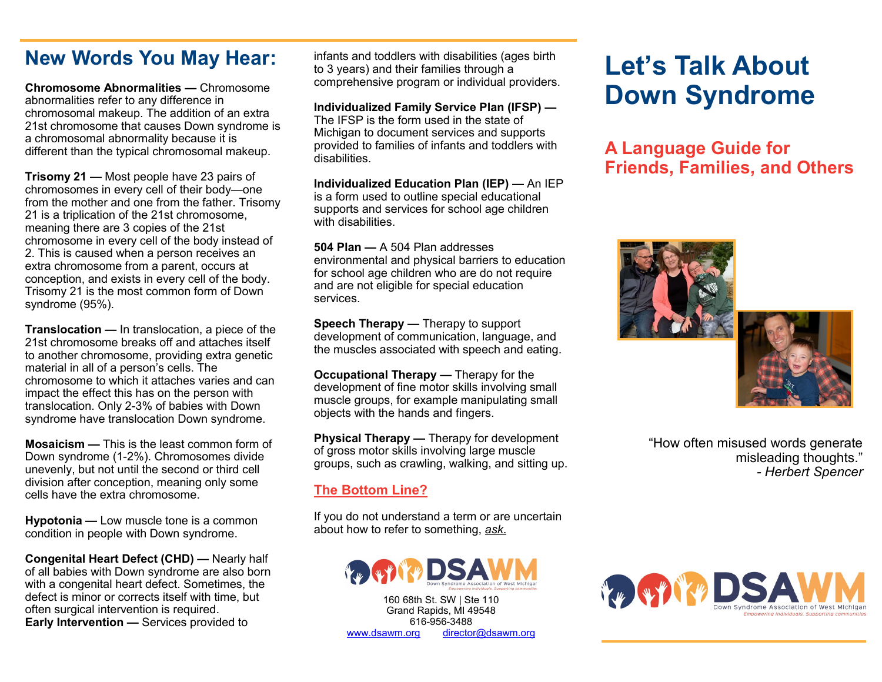## New Words You May Hear:

**Chromosome Abnormalities —** Chromosome abnormalities refer to any difference in chromosomal makeup. The addition of an extra 21st chromosome that causes Down syndrome is a chromosomal abnormality because it is different than the typical chromosomal makeup.

**Trisomy 21 —** Most people have 23 pairs of chromosomes in every cell of their body—one from the mother and one from the father. Trisomy 21 is a triplication of the 21st chromosome, meaning there are 3 copies of the 21st chromosome in every cell of the body instead of 2. This is caused when a person receives an extra chromosome from a parent, occurs at conception, and exists in every cell of the body. Trisomy 21 is the most common form of Down syndrome (95%).

**Translocation —** In translocation, a piece of the 21st chromosome breaks off and attaches itself to another chromosome, providing extra genetic material in all of a person's cells. The chromosome to which it attaches varies and can impact the effect this has on the person with translocation. Only 2-3% of babies with Down syndrome have translocation Down syndrome.

**Mosaicism —** This is the least common form of Down syndrome (1-2%). Chromosomes divide unevenly, but not until the second or third cell division after conception, meaning only some cells have the extra chromosome.

**Hypotonia —** Low muscle tone is a common condition in people with Down syndrome.

**Congenital Heart Defect (CHD) —** Nearly half of all babies with Down syndrome are also born with a congenital heart defect. Sometimes, the defect is minor or corrects itself with time, but often surgical intervention is required.

**Early Intervention —** Services provided to infants and toddlers with disabilities (ages birth to 3 years) and their families through a comprehensive program or individual providers.

**Individualized Family Service Plan (IFSP) —** The IFSP is the form used in the state of Michigan to document services and supports provided to families of infants and toddlers with disabilities.

**Individualized Education Plan (IEP) —** An IEP is a form used to outline special educational supports and services for school age children with disabilities.

**504 Plan —** A 504 Plan addresses environmental and physical barriers to education for school age children who are do not require and are not eligible for special education services.

**Speech Therapy —** Therapy to support development of communication, language, and the muscles associated with speech and eating.

**Occupational Therapy —** Therapy for the development of fine motor skills involving small muscle groups, for example manipulating small objects with the hands and fingers.

**Physical Therapy —** Therapy for development of gross motor skills involving large muscle groups, such as crawling, walking, and sitting up.

### The Bottom Line?

If you do not understand a term or are uncertain about how to refer to something, *ask.*

DSAWM
Down Syndrome Association of West Michigan
*Empowering individuals. Supporting communities*

160 68th St. SW | Ste 110
Grand Rapids, MI 49548
616-956-3488
www.dsawm.org director@dsawm.org

# Let's Talk About Down Syndrome

## A Language Guide for Friends, Families, and Others

"How often misused words generate misleading thoughts."
*- Herbert Spencer*

DSAWM
Down Syndrome Association of West Michigan
*Empowering individuals. Supporting communities*